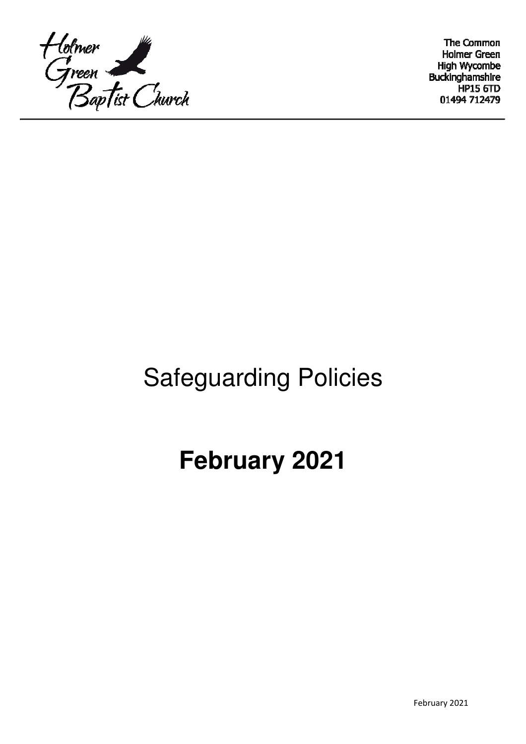Holmer Green Baptist Church

The Common
Holmer Green
High Wycombe
Buckinghamshire
HP15 6TD
01494 712479

# Safeguarding Policies

# **February 2021**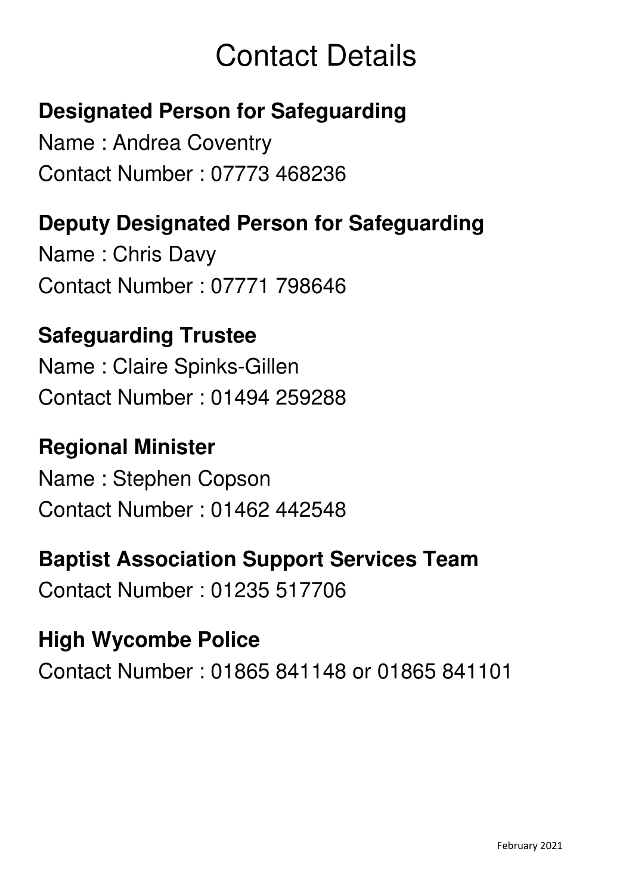# Contact Details

## Designated Person for Safeguarding

Name : Andrea Coventry

Contact Number : 07773 468236

## Deputy Designated Person for Safeguarding

Name : Chris Davy

Contact Number : 07771 798646

## Safeguarding Trustee

Name : Claire Spinks-Gillen

Contact Number : 01494 259288

## Regional Minister

Name : Stephen Copson

Contact Number : 01462 442548

## Baptist Association Support Services Team

Contact Number : 01235 517706

## High Wycombe Police

Contact Number : 01865 841148 or 01865 841101

February 2021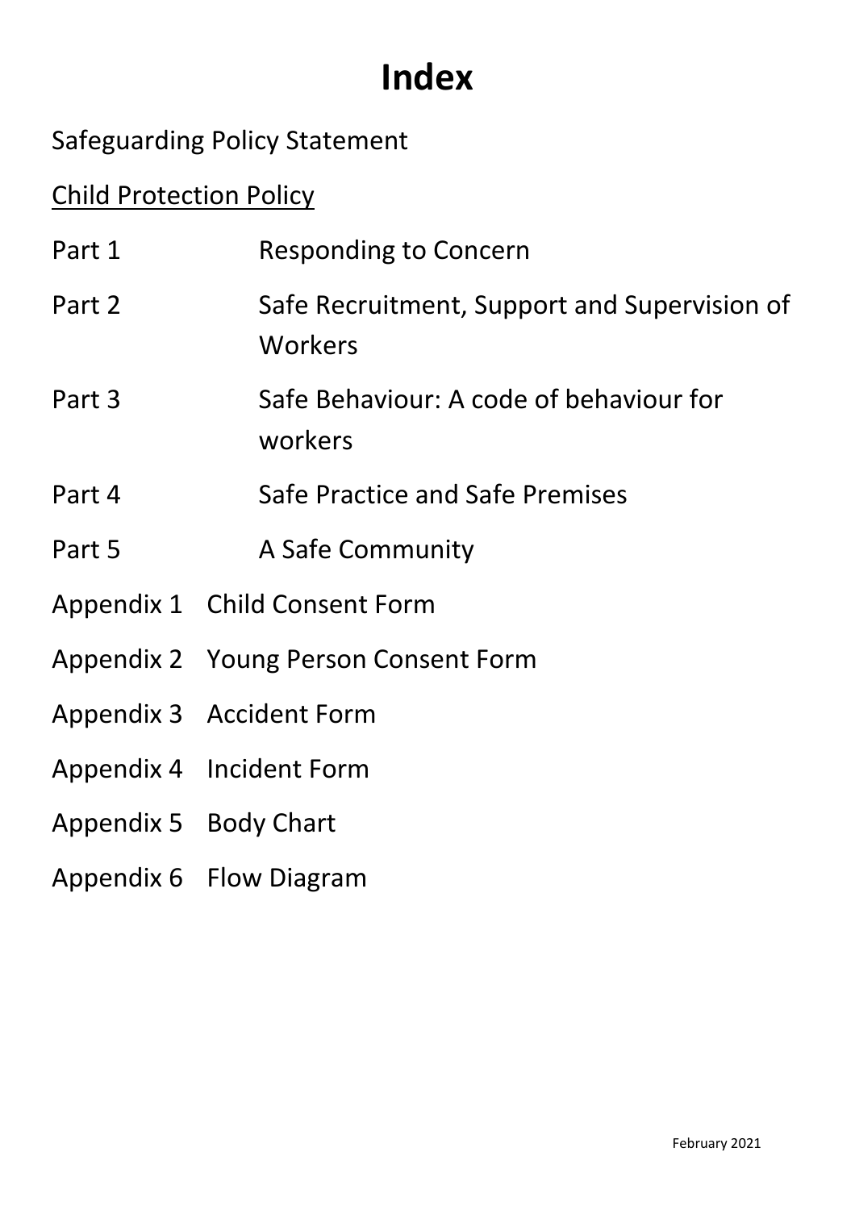# Index

Safeguarding Policy Statement

<u>Child Protection Policy</u>

| | |
|---|---|
| Part 1 | Responding to Concern |
| Part 2 | Safe Recruitment, Support and Supervision of Workers |
| Part 3 | Safe Behaviour: A code of behaviour for workers |
| Part 4 | Safe Practice and Safe Premises |
| Part 5 | A Safe Community |
| Appendix 1 | Child Consent Form |
| Appendix 2 | Young Person Consent Form |
| Appendix 3 | Accident Form |
| Appendix 4 | Incident Form |
| Appendix 5 | Body Chart |
| Appendix 6 | Flow Diagram |

February 2021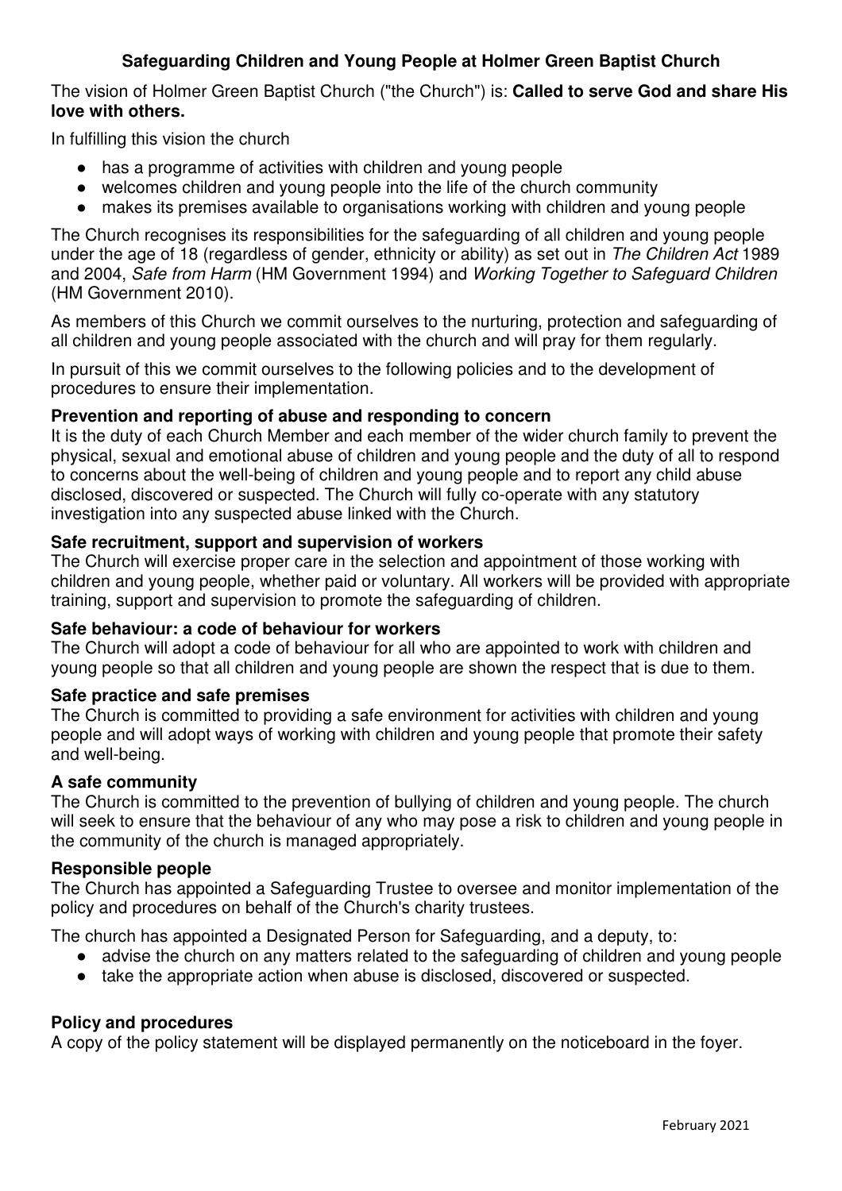## Safeguarding Children and Young People at Holmer Green Baptist Church

The vision of Holmer Green Baptist Church ("the Church") is: **Called to serve God and share His love with others.**

In fulfilling this vision the church

- has a programme of activities with children and young people
- welcomes children and young people into the life of the church community
- makes its premises available to organisations working with children and young people

The Church recognises its responsibilities for the safeguarding of all children and young people under the age of 18 (regardless of gender, ethnicity or ability) as set out in *The Children Act* 1989 and 2004, *Safe from Harm* (HM Government 1994) and *Working Together to Safeguard Children* (HM Government 2010).

As members of this Church we commit ourselves to the nurturing, protection and safeguarding of all children and young people associated with the church and will pray for them regularly.

In pursuit of this we commit ourselves to the following policies and to the development of procedures to ensure their implementation.

### Prevention and reporting of abuse and responding to concern

It is the duty of each Church Member and each member of the wider church family to prevent the physical, sexual and emotional abuse of children and young people and the duty of all to respond to concerns about the well-being of children and young people and to report any child abuse disclosed, discovered or suspected. The Church will fully co-operate with any statutory investigation into any suspected abuse linked with the Church.

### Safe recruitment, support and supervision of workers

The Church will exercise proper care in the selection and appointment of those working with children and young people, whether paid or voluntary. All workers will be provided with appropriate training, support and supervision to promote the safeguarding of children.

### Safe behaviour: a code of behaviour for workers

The Church will adopt a code of behaviour for all who are appointed to work with children and young people so that all children and young people are shown the respect that is due to them.

### Safe practice and safe premises

The Church is committed to providing a safe environment for activities with children and young people and will adopt ways of working with children and young people that promote their safety and well-being.

### A safe community

The Church is committed to the prevention of bullying of children and young people. The church will seek to ensure that the behaviour of any who may pose a risk to children and young people in the community of the church is managed appropriately.

### Responsible people

The Church has appointed a Safeguarding Trustee to oversee and monitor implementation of the policy and procedures on behalf of the Church's charity trustees.

The church has appointed a Designated Person for Safeguarding, and a deputy, to:

- advise the church on any matters related to the safeguarding of children and young people
- take the appropriate action when abuse is disclosed, discovered or suspected.

### Policy and procedures

A copy of the policy statement will be displayed permanently on the noticeboard in the foyer.

February 2021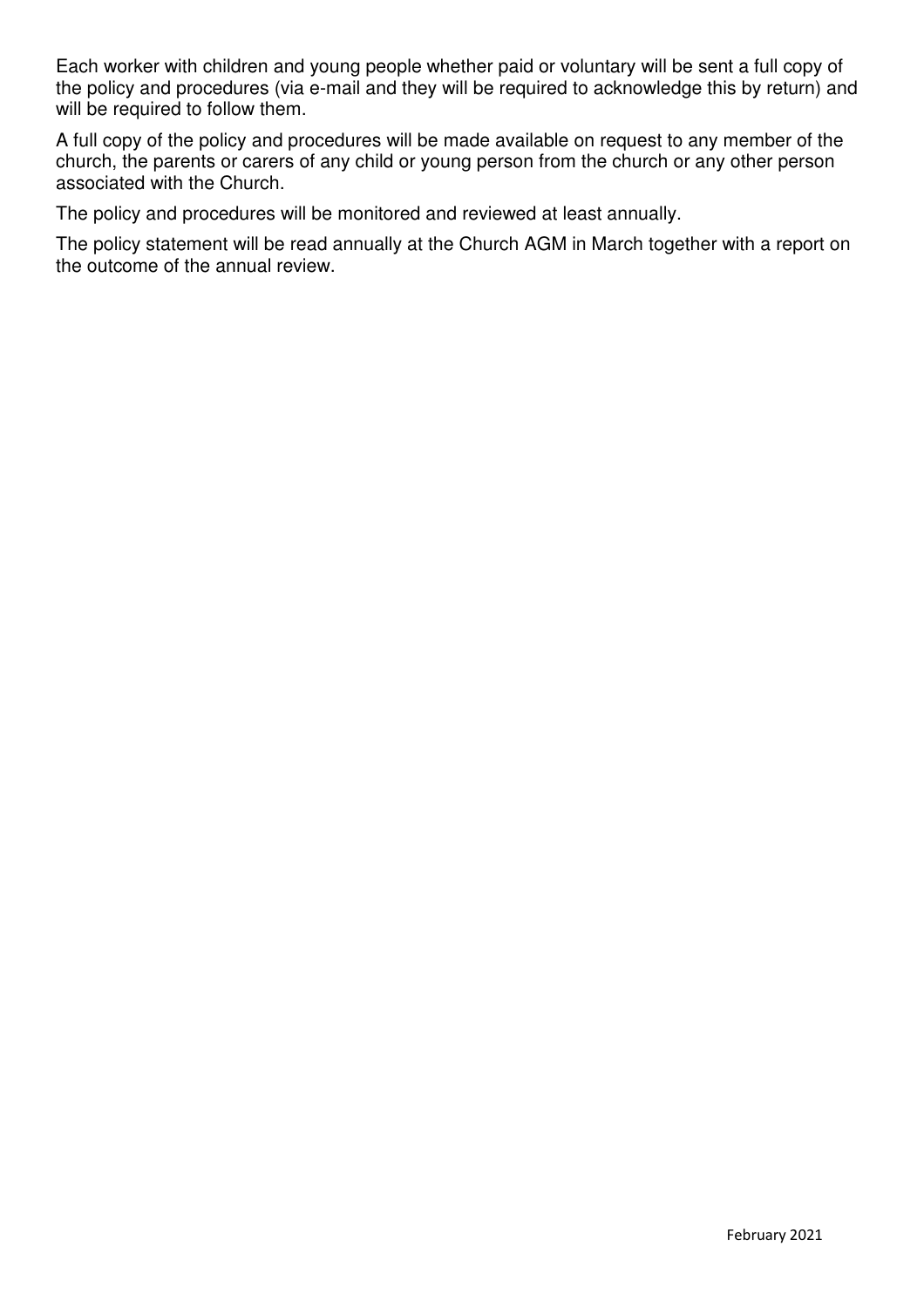Each worker with children and young people whether paid or voluntary will be sent a full copy of the policy and procedures (via e-mail and they will be required to acknowledge this by return) and will be required to follow them.

A full copy of the policy and procedures will be made available on request to any member of the church, the parents or carers of any child or young person from the church or any other person associated with the Church.

The policy and procedures will be monitored and reviewed at least annually.

The policy statement will be read annually at the Church AGM in March together with a report on the outcome of the annual review.

February 2021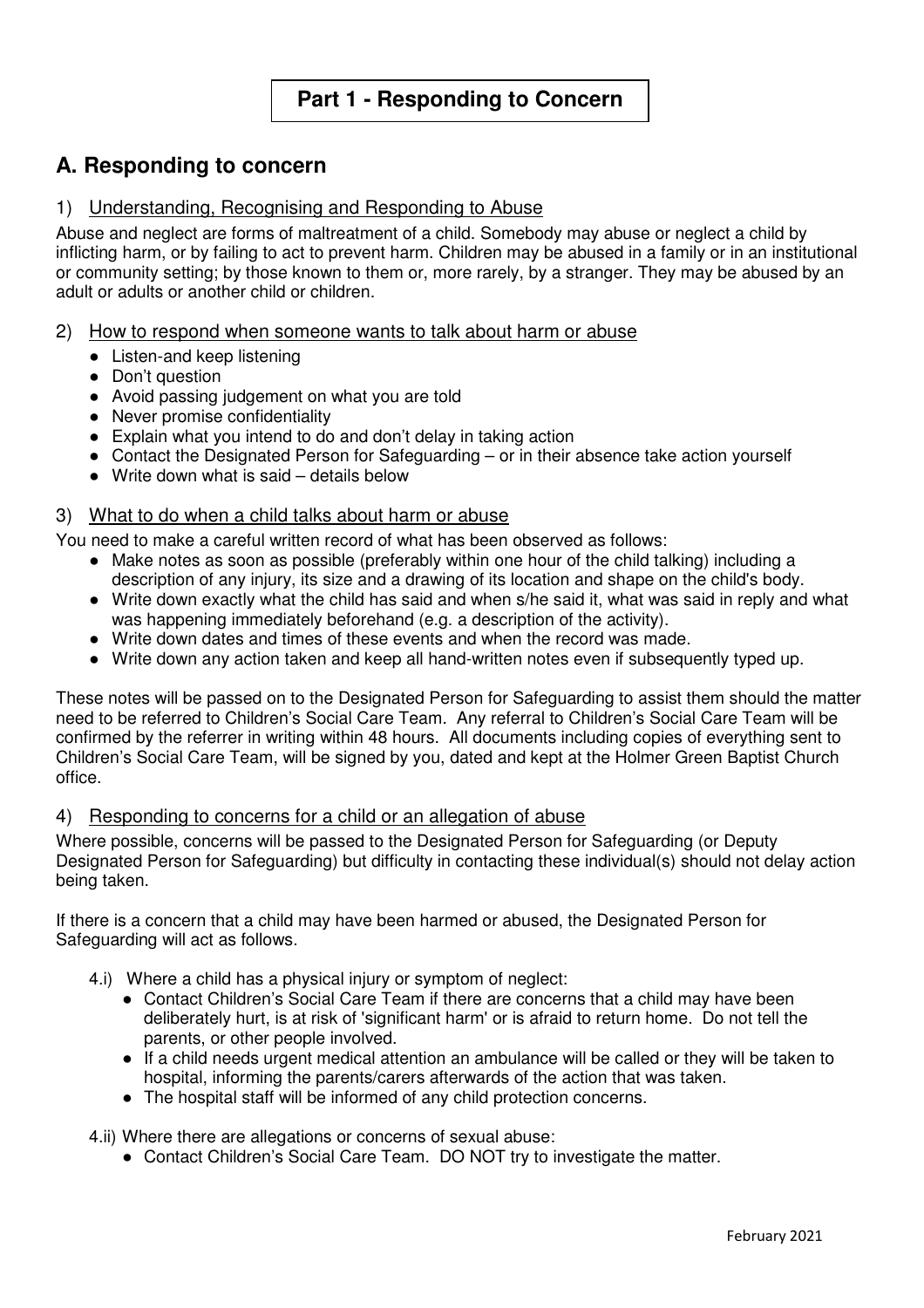# Part 1 - Responding to Concern

## A. Responding to concern

### 1) Understanding, Recognising and Responding to Abuse

Abuse and neglect are forms of maltreatment of a child. Somebody may abuse or neglect a child by inflicting harm, or by failing to act to prevent harm. Children may be abused in a family or in an institutional or community setting; by those known to them or, more rarely, by a stranger. They may be abused by an adult or adults or another child or children.

### 2) How to respond when someone wants to talk about harm or abuse

- Listen-and keep listening
- Don't question
- Avoid passing judgement on what you are told
- Never promise confidentiality
- Explain what you intend to do and don't delay in taking action
- Contact the Designated Person for Safeguarding – or in their absence take action yourself
- Write down what is said – details below

### 3) What to do when a child talks about harm or abuse

You need to make a careful written record of what has been observed as follows:

- Make notes as soon as possible (preferably within one hour of the child talking) including a description of any injury, its size and a drawing of its location and shape on the child's body.
- Write down exactly what the child has said and when s/he said it, what was said in reply and what was happening immediately beforehand (e.g. a description of the activity).
- Write down dates and times of these events and when the record was made.
- Write down any action taken and keep all hand-written notes even if subsequently typed up.

These notes will be passed on to the Designated Person for Safeguarding to assist them should the matter need to be referred to Children's Social Care Team. Any referral to Children's Social Care Team will be confirmed by the referrer in writing within 48 hours. All documents including copies of everything sent to Children's Social Care Team, will be signed by you, dated and kept at the Holmer Green Baptist Church office.

### 4) Responding to concerns for a child or an allegation of abuse

Where possible, concerns will be passed to the Designated Person for Safeguarding (or Deputy Designated Person for Safeguarding) but difficulty in contacting these individual(s) should not delay action being taken.

If there is a concern that a child may have been harmed or abused, the Designated Person for Safeguarding will act as follows.

4.i) Where a child has a physical injury or symptom of neglect:

- Contact Children's Social Care Team if there are concerns that a child may have been deliberately hurt, is at risk of 'significant harm' or is afraid to return home. Do not tell the parents, or other people involved.
- If a child needs urgent medical attention an ambulance will be called or they will be taken to hospital, informing the parents/carers afterwards of the action that was taken.
- The hospital staff will be informed of any child protection concerns.

4.ii) Where there are allegations or concerns of sexual abuse:

- Contact Children's Social Care Team. DO NOT try to investigate the matter.

February 2021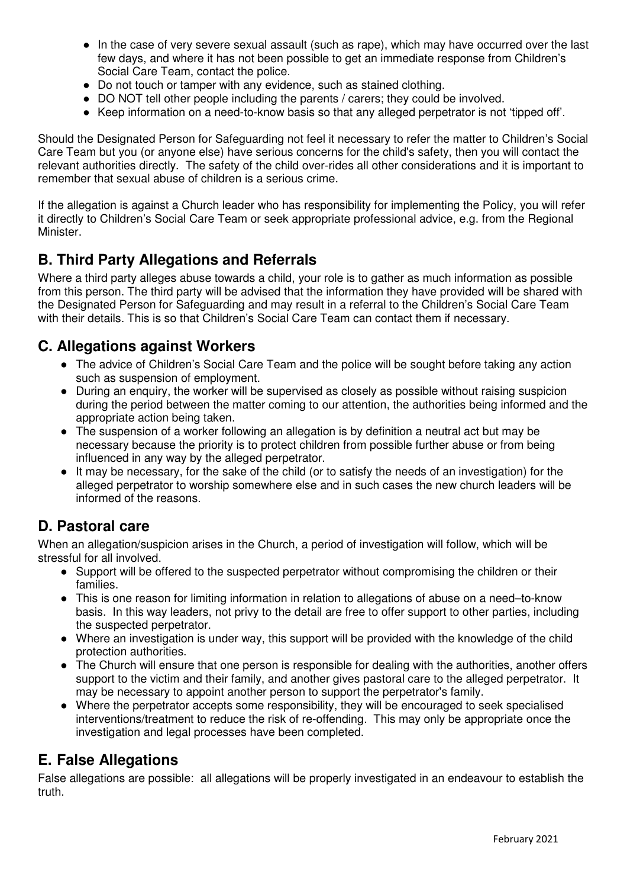- In the case of very severe sexual assault (such as rape), which may have occurred over the last few days, and where it has not been possible to get an immediate response from Children's Social Care Team, contact the police.
- Do not touch or tamper with any evidence, such as stained clothing.
- DO NOT tell other people including the parents / carers; they could be involved.
- Keep information on a need-to-know basis so that any alleged perpetrator is not 'tipped off'.

Should the Designated Person for Safeguarding not feel it necessary to refer the matter to Children's Social Care Team but you (or anyone else) have serious concerns for the child's safety, then you will contact the relevant authorities directly. The safety of the child over-rides all other considerations and it is important to remember that sexual abuse of children is a serious crime.

If the allegation is against a Church leader who has responsibility for implementing the Policy, you will refer it directly to Children's Social Care Team or seek appropriate professional advice, e.g. from the Regional Minister.

## B. Third Party Allegations and Referrals

Where a third party alleges abuse towards a child, your role is to gather as much information as possible from this person. The third party will be advised that the information they have provided will be shared with the Designated Person for Safeguarding and may result in a referral to the Children's Social Care Team with their details. This is so that Children's Social Care Team can contact them if necessary.

## C. Allegations against Workers

- The advice of Children's Social Care Team and the police will be sought before taking any action such as suspension of employment.
- During an enquiry, the worker will be supervised as closely as possible without raising suspicion during the period between the matter coming to our attention, the authorities being informed and the appropriate action being taken.
- The suspension of a worker following an allegation is by definition a neutral act but may be necessary because the priority is to protect children from possible further abuse or from being influenced in any way by the alleged perpetrator.
- It may be necessary, for the sake of the child (or to satisfy the needs of an investigation) for the alleged perpetrator to worship somewhere else and in such cases the new church leaders will be informed of the reasons.

## D. Pastoral care

When an allegation/suspicion arises in the Church, a period of investigation will follow, which will be stressful for all involved.

- Support will be offered to the suspected perpetrator without compromising the children or their families.
- This is one reason for limiting information in relation to allegations of abuse on a need–to-know basis. In this way leaders, not privy to the detail are free to offer support to other parties, including the suspected perpetrator.
- Where an investigation is under way, this support will be provided with the knowledge of the child protection authorities.
- The Church will ensure that one person is responsible for dealing with the authorities, another offers support to the victim and their family, and another gives pastoral care to the alleged perpetrator. It may be necessary to appoint another person to support the perpetrator's family.
- Where the perpetrator accepts some responsibility, they will be encouraged to seek specialised interventions/treatment to reduce the risk of re-offending. This may only be appropriate once the investigation and legal processes have been completed.

## E. False Allegations

False allegations are possible: all allegations will be properly investigated in an endeavour to establish the truth.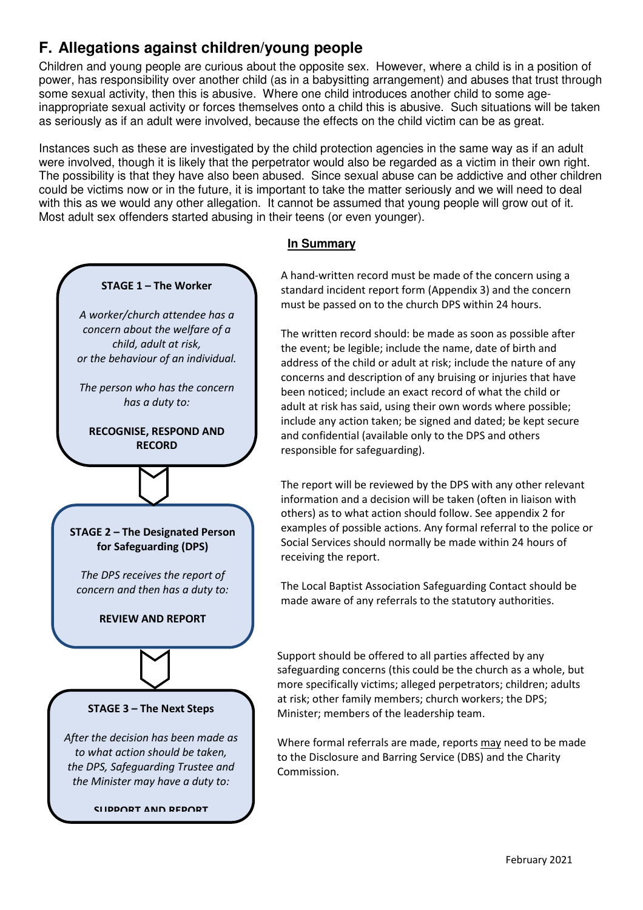## F. Allegations against children/young people

Children and young people are curious about the opposite sex. However, where a child is in a position of power, has responsibility over another child (as in a babysitting arrangement) and abuses that trust through some sexual activity, then this is abusive. Where one child introduces another child to some age-inappropriate sexual activity or forces themselves onto a child this is abusive. Such situations will be taken as seriously as if an adult were involved, because the effects on the child victim can be as great.

Instances such as these are investigated by the child protection agencies in the same way as if an adult were involved, though it is likely that the perpetrator would also be regarded as a victim in their own right. The possibility is that they have also been abused. Since sexual abuse can be addictive and other children could be victims now or in the future, it is important to take the matter seriously and we will need to deal with this as we would any other allegation. It cannot be assumed that young people will grow out of it. Most adult sex offenders started abusing in their teens (or even younger).

**STAGE 1 – The Worker**

*A worker/church attendee has a concern about the welfare of a child, adult at risk, or the behaviour of an individual.*

*The person who has the concern has a duty to:*

**RECOGNISE, RESPOND AND RECORD**

**STAGE 2 – The Designated Person for Safeguarding (DPS)**

*The DPS receives the report of concern and then has a duty to:*

**REVIEW AND REPORT**

**STAGE 3 – The Next Steps**

*After the decision has been made as to what action should be taken, the DPS, Safeguarding Trustee and the Minister may have a duty to:*

**SUPPORT AND REPORT**

### In Summary

A hand-written record must be made of the concern using a standard incident report form (Appendix 3) and the concern must be passed on to the church DPS within 24 hours.

The written record should: be made as soon as possible after the event; be legible; include the name, date of birth and address of the child or adult at risk; include the nature of any concerns and description of any bruising or injuries that have been noticed; include an exact record of what the child or adult at risk has said, using their own words where possible; include any action taken; be signed and dated; be kept secure and confidential (available only to the DPS and others responsible for safeguarding).

The report will be reviewed by the DPS with any other relevant information and a decision will be taken (often in liaison with others) as to what action should follow. See appendix 2 for examples of possible actions. Any formal referral to the police or Social Services should normally be made within 24 hours of receiving the report.

The Local Baptist Association Safeguarding Contact should be made aware of any referrals to the statutory authorities.

Support should be offered to all parties affected by any safeguarding concerns (this could be the church as a whole, but more specifically victims; alleged perpetrators; children; adults at risk; other family members; church workers; the DPS; Minister; members of the leadership team.

Where formal referrals are made, reports may need to be made to the Disclosure and Barring Service (DBS) and the Charity Commission.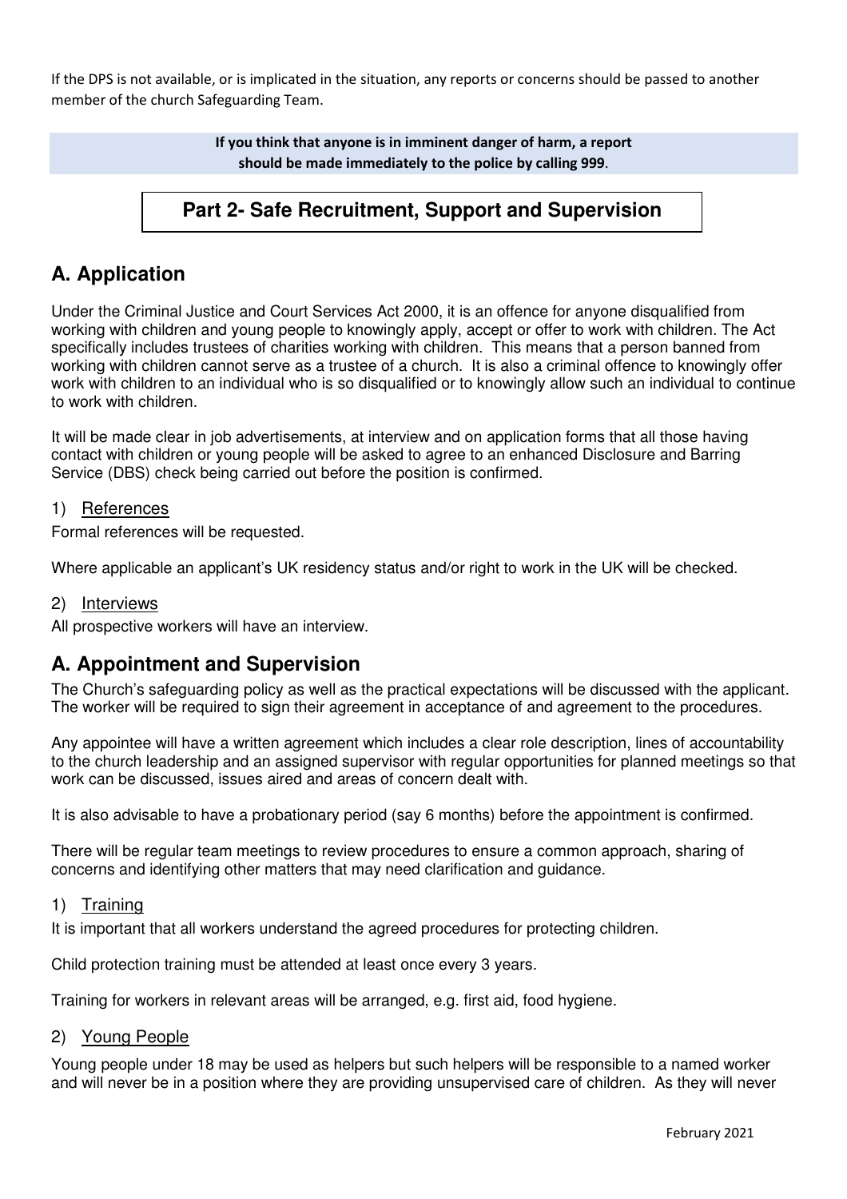If the DPS is not available, or is implicated in the situation, any reports or concerns should be passed to another member of the church Safeguarding Team.

**If you think that anyone is in imminent danger of harm, a report should be made immediately to the police by calling 999**.

# Part 2- Safe Recruitment, Support and Supervision

## A. Application

Under the Criminal Justice and Court Services Act 2000, it is an offence for anyone disqualified from working with children and young people to knowingly apply, accept or offer to work with children. The Act specifically includes trustees of charities working with children. This means that a person banned from working with children cannot serve as a trustee of a church. It is also a criminal offence to knowingly offer work with children to an individual who is so disqualified or to knowingly allow such an individual to continue to work with children.

It will be made clear in job advertisements, at interview and on application forms that all those having contact with children or young people will be asked to agree to an enhanced Disclosure and Barring Service (DBS) check being carried out before the position is confirmed.

### 1) References

Formal references will be requested.

Where applicable an applicant's UK residency status and/or right to work in the UK will be checked.

### 2) Interviews

All prospective workers will have an interview.

## A. Appointment and Supervision

The Church's safeguarding policy as well as the practical expectations will be discussed with the applicant. The worker will be required to sign their agreement in acceptance of and agreement to the procedures.

Any appointee will have a written agreement which includes a clear role description, lines of accountability to the church leadership and an assigned supervisor with regular opportunities for planned meetings so that work can be discussed, issues aired and areas of concern dealt with.

It is also advisable to have a probationary period (say 6 months) before the appointment is confirmed.

There will be regular team meetings to review procedures to ensure a common approach, sharing of concerns and identifying other matters that may need clarification and guidance.

### 1) Training

It is important that all workers understand the agreed procedures for protecting children.

Child protection training must be attended at least once every 3 years.

Training for workers in relevant areas will be arranged, e.g. first aid, food hygiene.

### 2) Young People

Young people under 18 may be used as helpers but such helpers will be responsible to a named worker and will never be in a position where they are providing unsupervised care of children. As they will never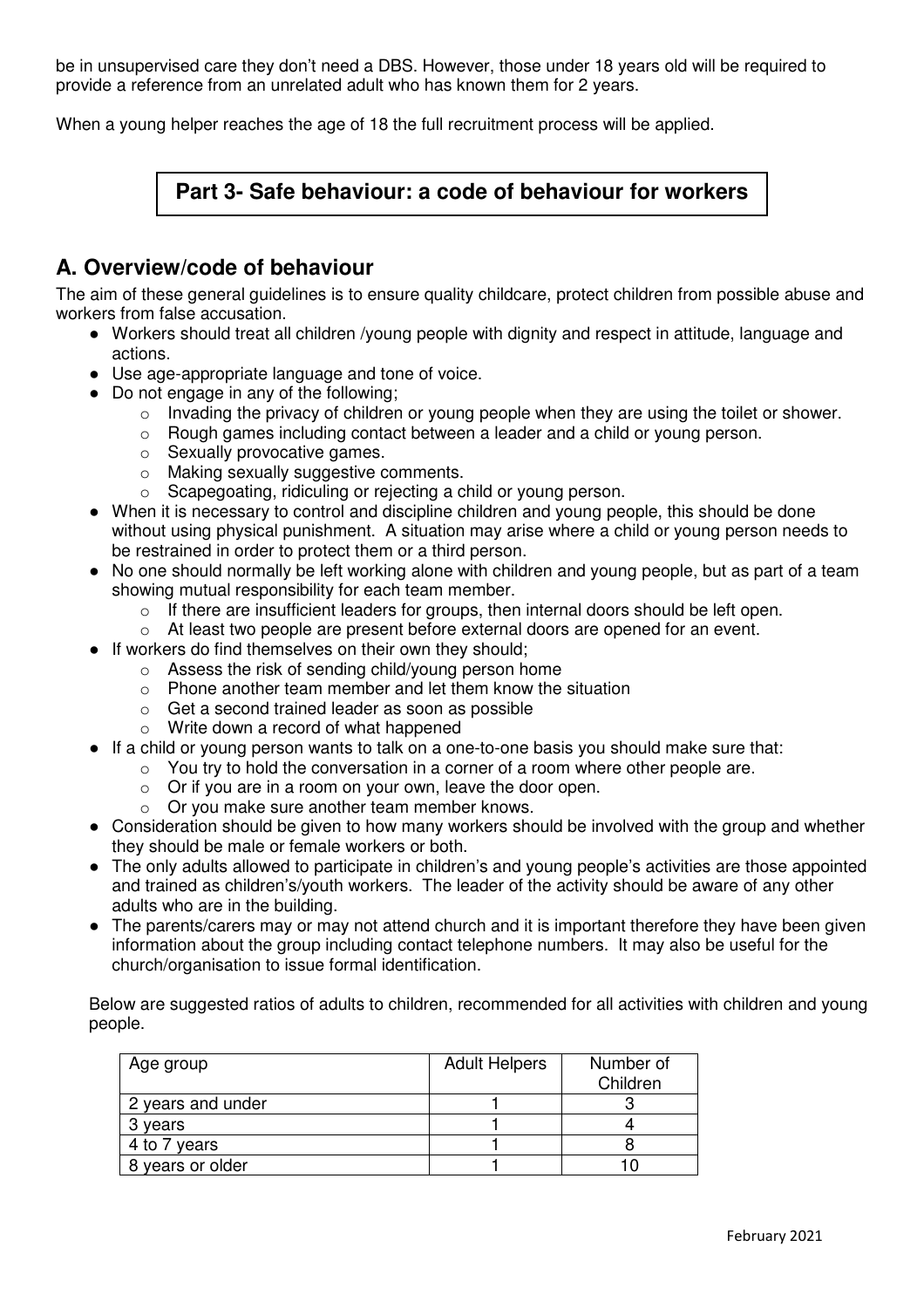be in unsupervised care they don't need a DBS. However, those under 18 years old will be required to provide a reference from an unrelated adult who has known them for 2 years.

When a young helper reaches the age of 18 the full recruitment process will be applied.

# Part 3- Safe behaviour: a code of behaviour for workers

## A. Overview/code of behaviour

The aim of these general guidelines is to ensure quality childcare, protect children from possible abuse and workers from false accusation.

- Workers should treat all children /young people with dignity and respect in attitude, language and actions.
- Use age-appropriate language and tone of voice.
- Do not engage in any of the following;
  - Invading the privacy of children or young people when they are using the toilet or shower.
  - Rough games including contact between a leader and a child or young person.
  - Sexually provocative games.
  - Making sexually suggestive comments.
  - Scapegoating, ridiculing or rejecting a child or young person.
- When it is necessary to control and discipline children and young people, this should be done without using physical punishment. A situation may arise where a child or young person needs to be restrained in order to protect them or a third person.
- No one should normally be left working alone with children and young people, but as part of a team showing mutual responsibility for each team member.
  - If there are insufficient leaders for groups, then internal doors should be left open.
  - At least two people are present before external doors are opened for an event.
- If workers do find themselves on their own they should;
  - Assess the risk of sending child/young person home
  - Phone another team member and let them know the situation
  - Get a second trained leader as soon as possible
  - Write down a record of what happened
- If a child or young person wants to talk on a one-to-one basis you should make sure that:
  - You try to hold the conversation in a corner of a room where other people are.
  - Or if you are in a room on your own, leave the door open.
  - Or you make sure another team member knows.
- Consideration should be given to how many workers should be involved with the group and whether they should be male or female workers or both.
- The only adults allowed to participate in children's and young people's activities are those appointed and trained as children's/youth workers. The leader of the activity should be aware of any other adults who are in the building.
- The parents/carers may or may not attend church and it is important therefore they have been given information about the group including contact telephone numbers. It may also be useful for the church/organisation to issue formal identification.

Below are suggested ratios of adults to children, recommended for all activities with children and young people.

| Age group | Adult Helpers | Number of Children |
|---|---|---|
| 2 years and under | 1 | 3 |
| 3 years | 1 | 4 |
| 4 to 7 years | 1 | 8 |
| 8 years or older | 1 | 10 |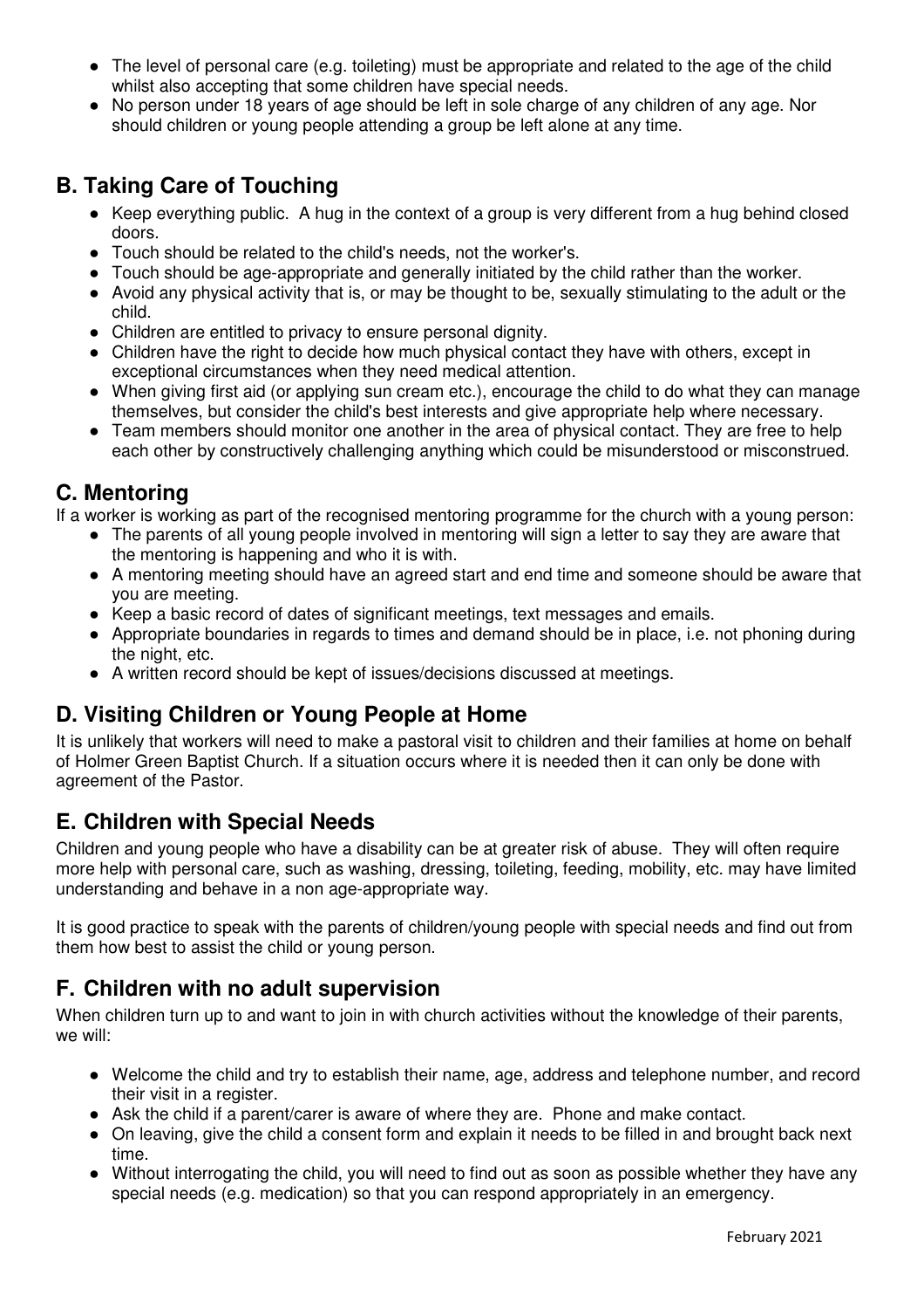- The level of personal care (e.g. toileting) must be appropriate and related to the age of the child whilst also accepting that some children have special needs.
- No person under 18 years of age should be left in sole charge of any children of any age. Nor should children or young people attending a group be left alone at any time.

## B. Taking Care of Touching

- Keep everything public. A hug in the context of a group is very different from a hug behind closed doors.
- Touch should be related to the child's needs, not the worker's.
- Touch should be age-appropriate and generally initiated by the child rather than the worker.
- Avoid any physical activity that is, or may be thought to be, sexually stimulating to the adult or the child.
- Children are entitled to privacy to ensure personal dignity.
- Children have the right to decide how much physical contact they have with others, except in exceptional circumstances when they need medical attention.
- When giving first aid (or applying sun cream etc.), encourage the child to do what they can manage themselves, but consider the child's best interests and give appropriate help where necessary.
- Team members should monitor one another in the area of physical contact. They are free to help each other by constructively challenging anything which could be misunderstood or misconstrued.

## C. Mentoring

If a worker is working as part of the recognised mentoring programme for the church with a young person:

- The parents of all young people involved in mentoring will sign a letter to say they are aware that the mentoring is happening and who it is with.
- A mentoring meeting should have an agreed start and end time and someone should be aware that you are meeting.
- Keep a basic record of dates of significant meetings, text messages and emails.
- Appropriate boundaries in regards to times and demand should be in place, i.e. not phoning during the night, etc.
- A written record should be kept of issues/decisions discussed at meetings.

## D. Visiting Children or Young People at Home

It is unlikely that workers will need to make a pastoral visit to children and their families at home on behalf of Holmer Green Baptist Church. If a situation occurs where it is needed then it can only be done with agreement of the Pastor.

## E. Children with Special Needs

Children and young people who have a disability can be at greater risk of abuse. They will often require more help with personal care, such as washing, dressing, toileting, feeding, mobility, etc. may have limited understanding and behave in a non age-appropriate way.

It is good practice to speak with the parents of children/young people with special needs and find out from them how best to assist the child or young person.

## F. Children with no adult supervision

When children turn up to and want to join in with church activities without the knowledge of their parents, we will:

- Welcome the child and try to establish their name, age, address and telephone number, and record their visit in a register.
- Ask the child if a parent/carer is aware of where they are. Phone and make contact.
- On leaving, give the child a consent form and explain it needs to be filled in and brought back next time.
- Without interrogating the child, you will need to find out as soon as possible whether they have any special needs (e.g. medication) so that you can respond appropriately in an emergency.

February 2021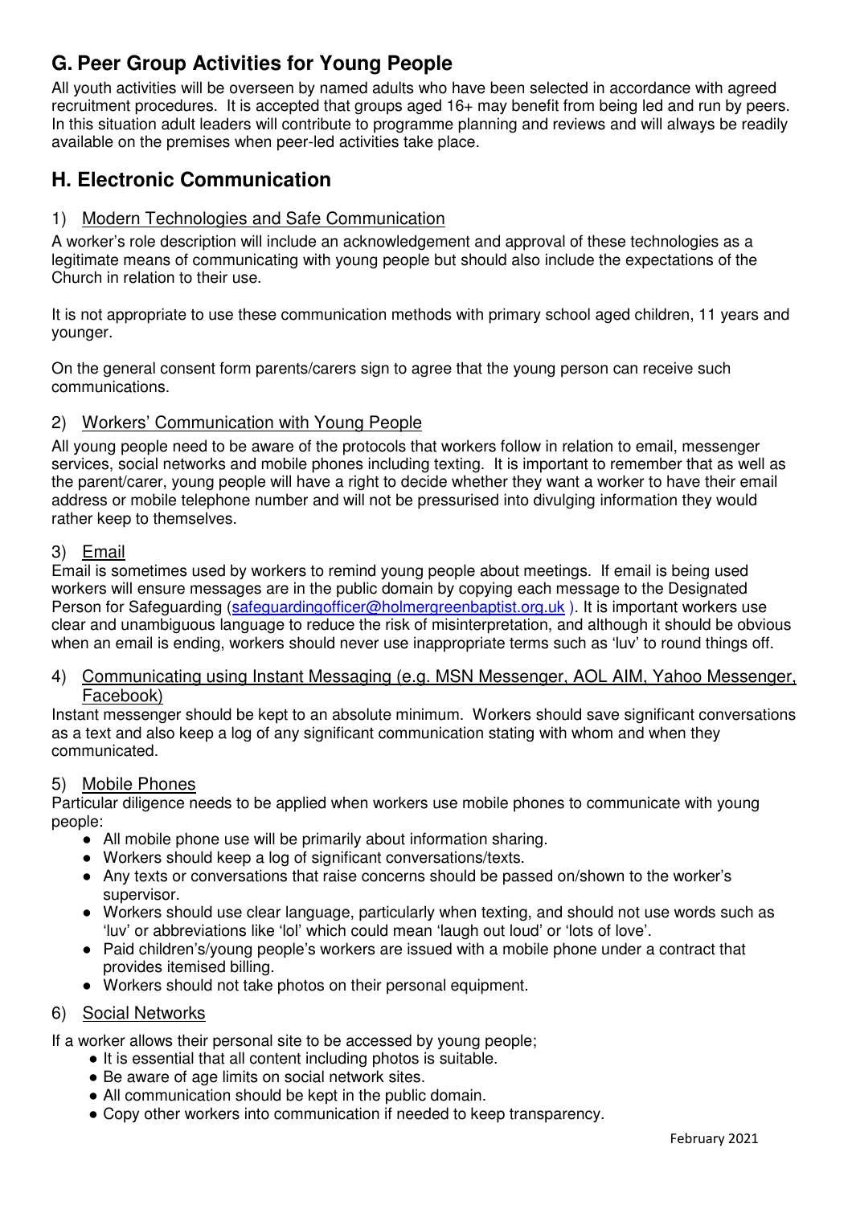## G. Peer Group Activities for Young People

All youth activities will be overseen by named adults who have been selected in accordance with agreed recruitment procedures. It is accepted that groups aged 16+ may benefit from being led and run by peers. In this situation adult leaders will contribute to programme planning and reviews and will always be readily available on the premises when peer-led activities take place.

## H. Electronic Communication

### 1) Modern Technologies and Safe Communication

A worker's role description will include an acknowledgement and approval of these technologies as a legitimate means of communicating with young people but should also include the expectations of the Church in relation to their use.

It is not appropriate to use these communication methods with primary school aged children, 11 years and younger.

On the general consent form parents/carers sign to agree that the young person can receive such communications.

### 2) Workers' Communication with Young People

All young people need to be aware of the protocols that workers follow in relation to email, messenger services, social networks and mobile phones including texting. It is important to remember that as well as the parent/carer, young people will have a right to decide whether they want a worker to have their email address or mobile telephone number and will not be pressurised into divulging information they would rather keep to themselves.

### 3) Email

Email is sometimes used by workers to remind young people about meetings. If email is being used workers will ensure messages are in the public domain by copying each message to the Designated Person for Safeguarding (safeguardingofficer@holmergreenbaptist.org.uk ). It is important workers use clear and unambiguous language to reduce the risk of misinterpretation, and although it should be obvious when an email is ending, workers should never use inappropriate terms such as 'luv' to round things off.

### 4) Communicating using Instant Messaging (e.g. MSN Messenger, AOL AIM, Yahoo Messenger, Facebook)

Instant messenger should be kept to an absolute minimum. Workers should save significant conversations as a text and also keep a log of any significant communication stating with whom and when they communicated.

### 5) Mobile Phones

Particular diligence needs to be applied when workers use mobile phones to communicate with young people:

- All mobile phone use will be primarily about information sharing.
- Workers should keep a log of significant conversations/texts.
- Any texts or conversations that raise concerns should be passed on/shown to the worker's supervisor.
- Workers should use clear language, particularly when texting, and should not use words such as 'luv' or abbreviations like 'lol' which could mean 'laugh out loud' or 'lots of love'.
- Paid children's/young people's workers are issued with a mobile phone under a contract that provides itemised billing.
- Workers should not take photos on their personal equipment.

### 6) Social Networks

If a worker allows their personal site to be accessed by young people;

- It is essential that all content including photos is suitable.
- Be aware of age limits on social network sites.
- All communication should be kept in the public domain.
- Copy other workers into communication if needed to keep transparency.

February 2021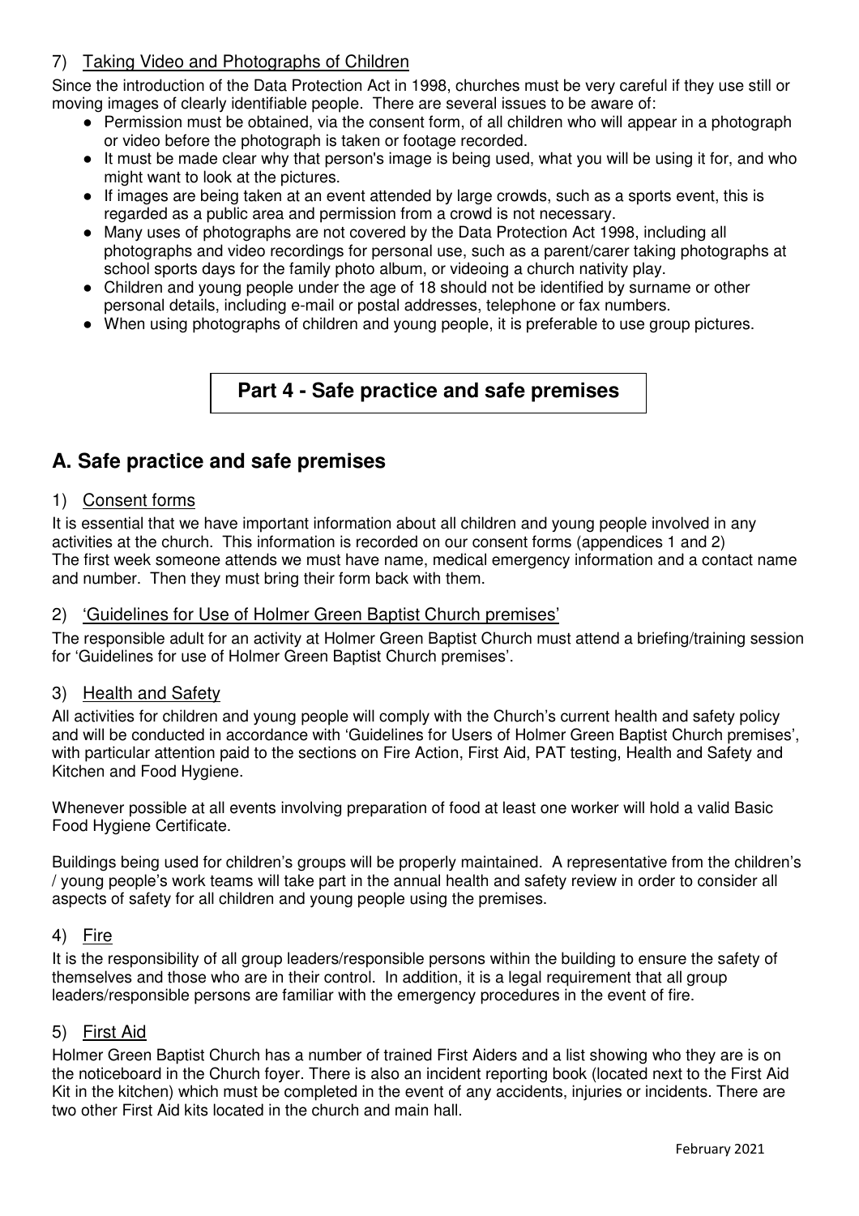7) Taking Video and Photographs of Children

Since the introduction of the Data Protection Act in 1998, churches must be very careful if they use still or moving images of clearly identifiable people. There are several issues to be aware of:

- Permission must be obtained, via the consent form, of all children who will appear in a photograph or video before the photograph is taken or footage recorded.
- It must be made clear why that person's image is being used, what you will be using it for, and who might want to look at the pictures.
- If images are being taken at an event attended by large crowds, such as a sports event, this is regarded as a public area and permission from a crowd is not necessary.
- Many uses of photographs are not covered by the Data Protection Act 1998, including all photographs and video recordings for personal use, such as a parent/carer taking photographs at school sports days for the family photo album, or videoing a church nativity play.
- Children and young people under the age of 18 should not be identified by surname or other personal details, including e-mail or postal addresses, telephone or fax numbers.
- When using photographs of children and young people, it is preferable to use group pictures.

# Part 4 - Safe practice and safe premises

## A. Safe practice and safe premises

1) Consent forms

It is essential that we have important information about all children and young people involved in any activities at the church. This information is recorded on our consent forms (appendices 1 and 2)
The first week someone attends we must have name, medical emergency information and a contact name and number. Then they must bring their form back with them.

2) 'Guidelines for Use of Holmer Green Baptist Church premises'

The responsible adult for an activity at Holmer Green Baptist Church must attend a briefing/training session for 'Guidelines for use of Holmer Green Baptist Church premises'.

3) Health and Safety

All activities for children and young people will comply with the Church's current health and safety policy and will be conducted in accordance with 'Guidelines for Users of Holmer Green Baptist Church premises', with particular attention paid to the sections on Fire Action, First Aid, PAT testing, Health and Safety and Kitchen and Food Hygiene.

Whenever possible at all events involving preparation of food at least one worker will hold a valid Basic Food Hygiene Certificate.

Buildings being used for children's groups will be properly maintained. A representative from the children's / young people's work teams will take part in the annual health and safety review in order to consider all aspects of safety for all children and young people using the premises.

4) Fire

It is the responsibility of all group leaders/responsible persons within the building to ensure the safety of themselves and those who are in their control. In addition, it is a legal requirement that all group leaders/responsible persons are familiar with the emergency procedures in the event of fire.

5) First Aid

Holmer Green Baptist Church has a number of trained First Aiders and a list showing who they are is on the noticeboard in the Church foyer. There is also an incident reporting book (located next to the First Aid Kit in the kitchen) which must be completed in the event of any accidents, injuries or incidents. There are two other First Aid kits located in the church and main hall.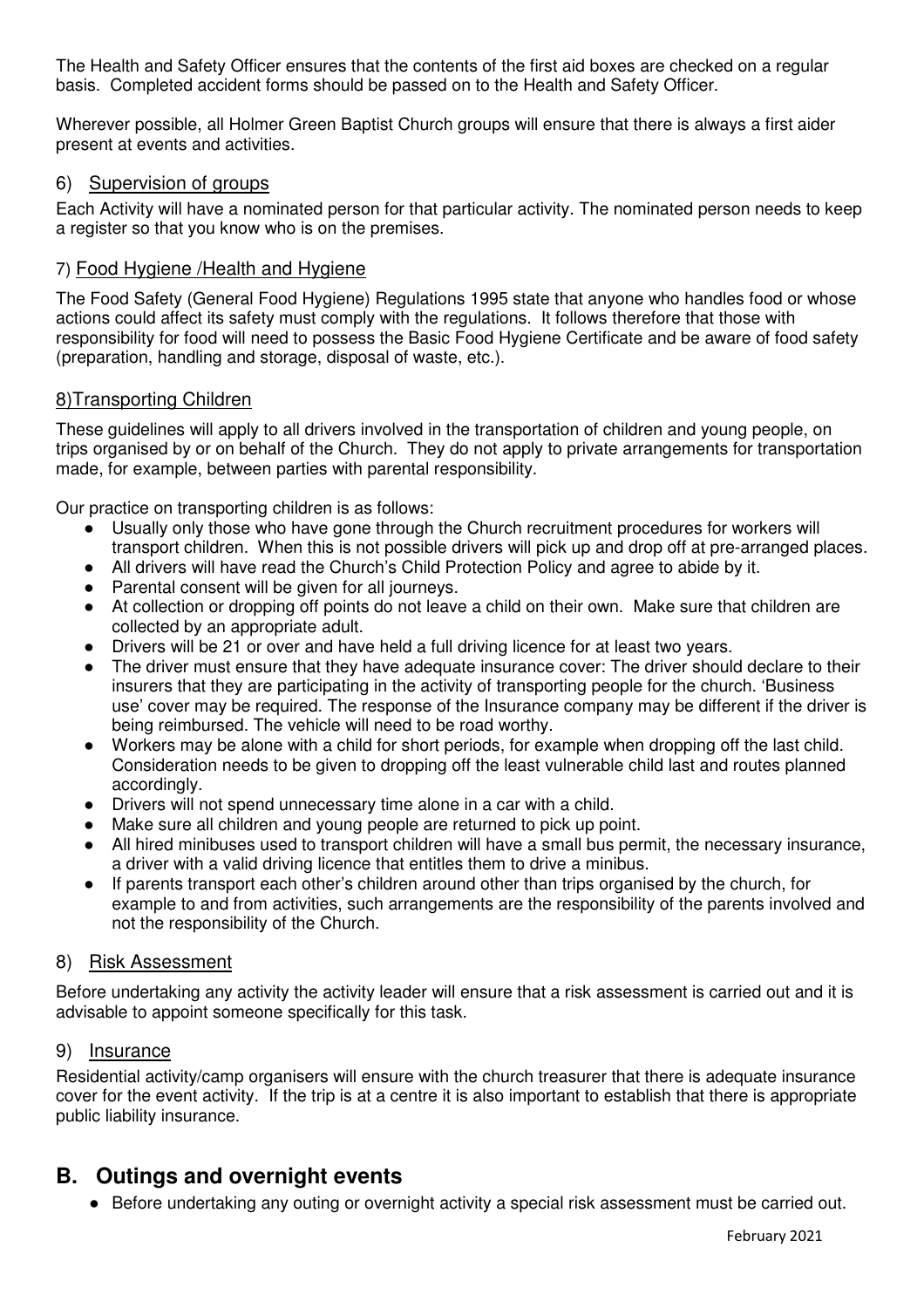The Health and Safety Officer ensures that the contents of the first aid boxes are checked on a regular basis. Completed accident forms should be passed on to the Health and Safety Officer.

Wherever possible, all Holmer Green Baptist Church groups will ensure that there is always a first aider present at events and activities.

### 6) Supervision of groups

Each Activity will have a nominated person for that particular activity. The nominated person needs to keep a register so that you know who is on the premises.

### 7) Food Hygiene /Health and Hygiene

The Food Safety (General Food Hygiene) Regulations 1995 state that anyone who handles food or whose actions could affect its safety must comply with the regulations. It follows therefore that those with responsibility for food will need to possess the Basic Food Hygiene Certificate and be aware of food safety (preparation, handling and storage, disposal of waste, etc.).

### 8)Transporting Children

These guidelines will apply to all drivers involved in the transportation of children and young people, on trips organised by or on behalf of the Church. They do not apply to private arrangements for transportation made, for example, between parties with parental responsibility.

Our practice on transporting children is as follows:

- Usually only those who have gone through the Church recruitment procedures for workers will transport children. When this is not possible drivers will pick up and drop off at pre-arranged places.
- All drivers will have read the Church's Child Protection Policy and agree to abide by it.
- Parental consent will be given for all journeys.
- At collection or dropping off points do not leave a child on their own. Make sure that children are collected by an appropriate adult.
- Drivers will be 21 or over and have held a full driving licence for at least two years.
- The driver must ensure that they have adequate insurance cover: The driver should declare to their insurers that they are participating in the activity of transporting people for the church. 'Business use' cover may be required. The response of the Insurance company may be different if the driver is being reimbursed. The vehicle will need to be road worthy.
- Workers may be alone with a child for short periods, for example when dropping off the last child. Consideration needs to be given to dropping off the least vulnerable child last and routes planned accordingly.
- Drivers will not spend unnecessary time alone in a car with a child.
- Make sure all children and young people are returned to pick up point.
- All hired minibuses used to transport children will have a small bus permit, the necessary insurance, a driver with a valid driving licence that entitles them to drive a minibus.
- If parents transport each other's children around other than trips organised by the church, for example to and from activities, such arrangements are the responsibility of the parents involved and not the responsibility of the Church.

### 8) Risk Assessment

Before undertaking any activity the activity leader will ensure that a risk assessment is carried out and it is advisable to appoint someone specifically for this task.

### 9) Insurance

Residential activity/camp organisers will ensure with the church treasurer that there is adequate insurance cover for the event activity. If the trip is at a centre it is also important to establish that there is appropriate public liability insurance.

## B. Outings and overnight events

- Before undertaking any outing or overnight activity a special risk assessment must be carried out.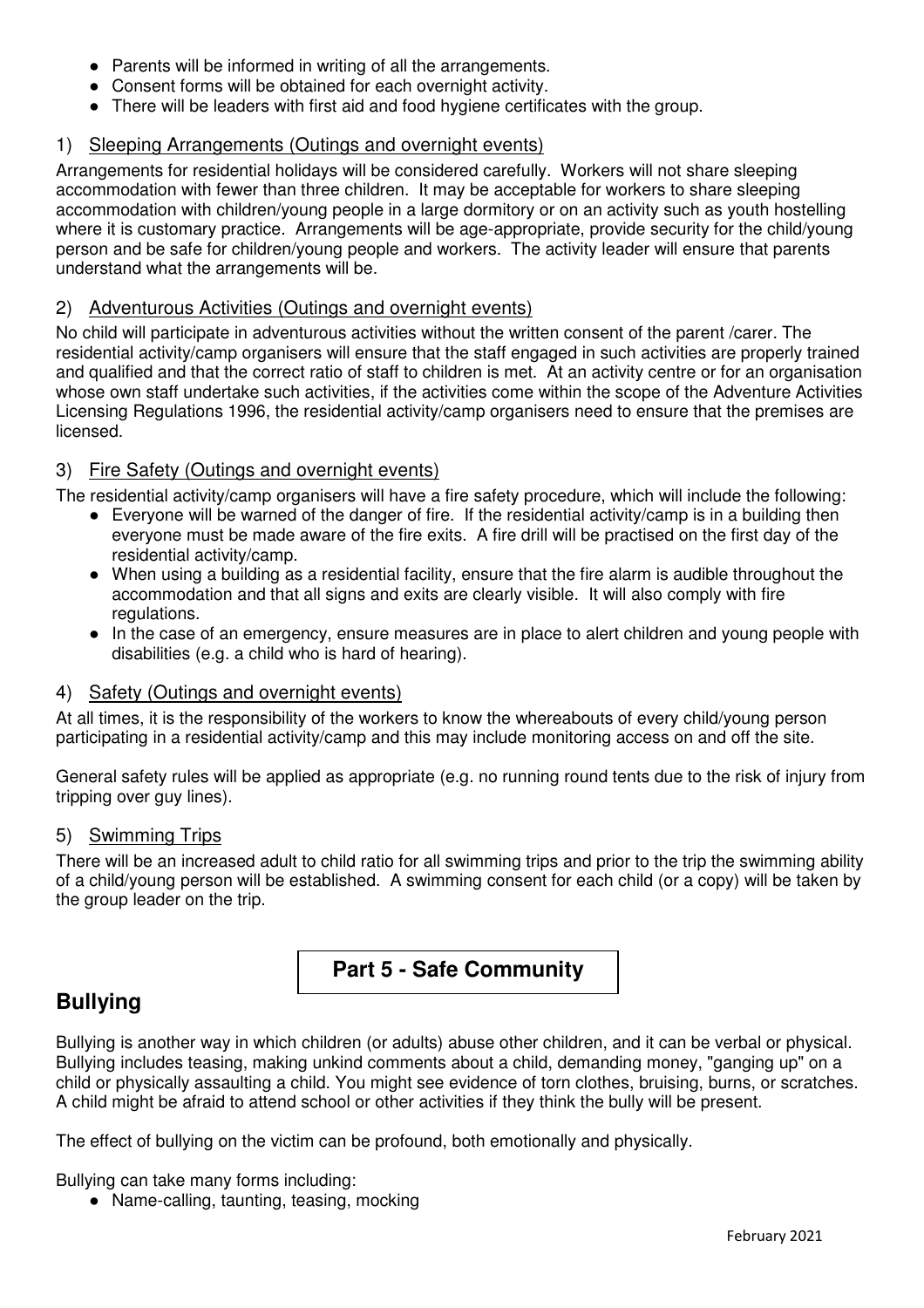- Parents will be informed in writing of all the arrangements.
- Consent forms will be obtained for each overnight activity.
- There will be leaders with first aid and food hygiene certificates with the group.

### 1) Sleeping Arrangements (Outings and overnight events)

Arrangements for residential holidays will be considered carefully. Workers will not share sleeping accommodation with fewer than three children. It may be acceptable for workers to share sleeping accommodation with children/young people in a large dormitory or on an activity such as youth hostelling where it is customary practice. Arrangements will be age-appropriate, provide security for the child/young person and be safe for children/young people and workers. The activity leader will ensure that parents understand what the arrangements will be.

### 2) Adventurous Activities (Outings and overnight events)

No child will participate in adventurous activities without the written consent of the parent /carer. The residential activity/camp organisers will ensure that the staff engaged in such activities are properly trained and qualified and that the correct ratio of staff to children is met. At an activity centre or for an organisation whose own staff undertake such activities, if the activities come within the scope of the Adventure Activities Licensing Regulations 1996, the residential activity/camp organisers need to ensure that the premises are licensed.

### 3) Fire Safety (Outings and overnight events)

The residential activity/camp organisers will have a fire safety procedure, which will include the following:

- Everyone will be warned of the danger of fire. If the residential activity/camp is in a building then everyone must be made aware of the fire exits. A fire drill will be practised on the first day of the residential activity/camp.
- When using a building as a residential facility, ensure that the fire alarm is audible throughout the accommodation and that all signs and exits are clearly visible. It will also comply with fire regulations.
- In the case of an emergency, ensure measures are in place to alert children and young people with disabilities (e.g. a child who is hard of hearing).

### 4) Safety (Outings and overnight events)

At all times, it is the responsibility of the workers to know the whereabouts of every child/young person participating in a residential activity/camp and this may include monitoring access on and off the site.

General safety rules will be applied as appropriate (e.g. no running round tents due to the risk of injury from tripping over guy lines).

### 5) Swimming Trips

There will be an increased adult to child ratio for all swimming trips and prior to the trip the swimming ability of a child/young person will be established. A swimming consent for each child (or a copy) will be taken by the group leader on the trip.

# Part 5 - Safe Community

## Bullying

Bullying is another way in which children (or adults) abuse other children, and it can be verbal or physical. Bullying includes teasing, making unkind comments about a child, demanding money, "ganging up" on a child or physically assaulting a child. You might see evidence of torn clothes, bruising, burns, or scratches. A child might be afraid to attend school or other activities if they think the bully will be present.

The effect of bullying on the victim can be profound, both emotionally and physically.

Bullying can take many forms including:

- Name-calling, taunting, teasing, mocking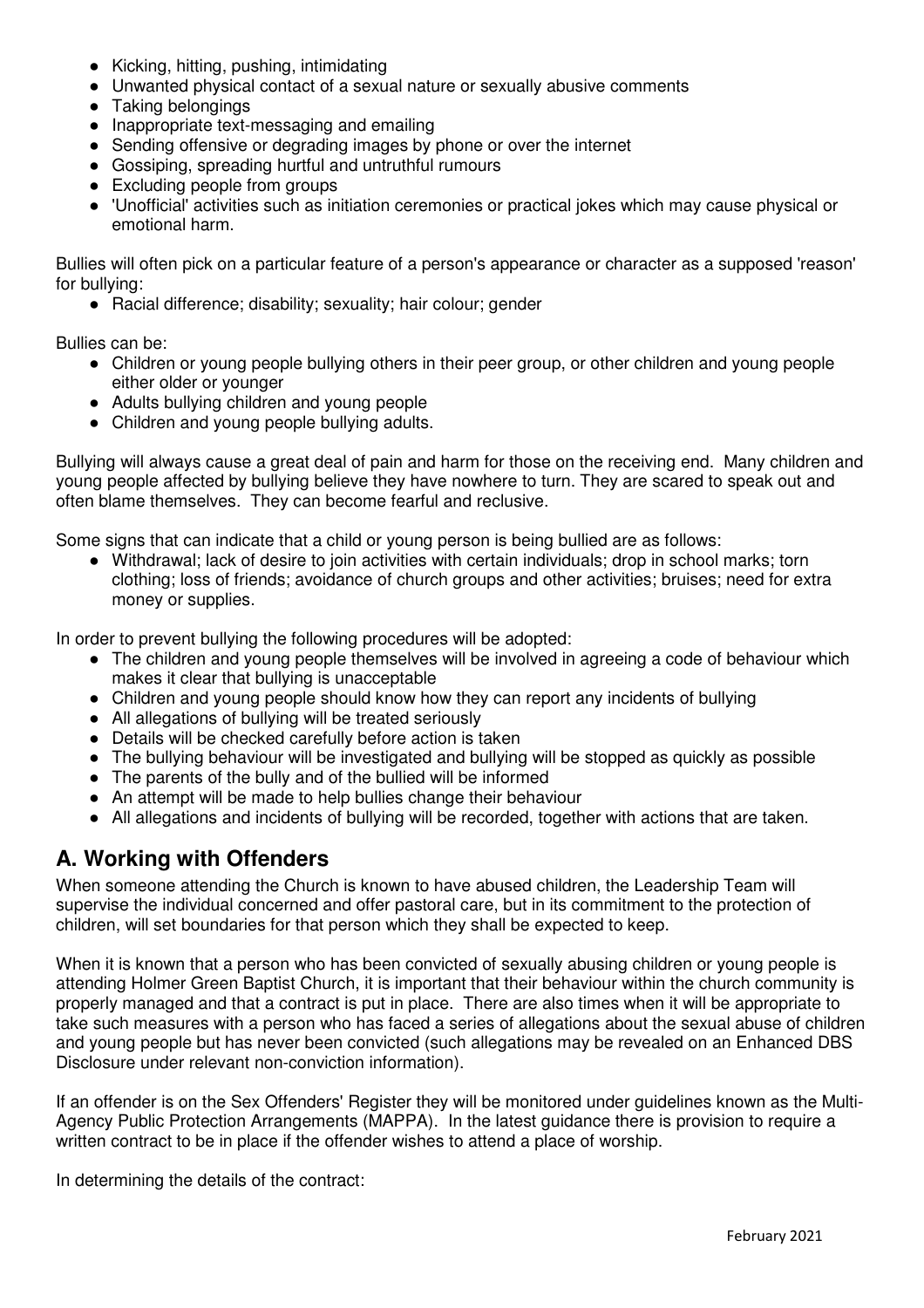- Kicking, hitting, pushing, intimidating
- Unwanted physical contact of a sexual nature or sexually abusive comments
- Taking belongings
- Inappropriate text-messaging and emailing
- Sending offensive or degrading images by phone or over the internet
- Gossiping, spreading hurtful and untruthful rumours
- Excluding people from groups
- 'Unofficial' activities such as initiation ceremonies or practical jokes which may cause physical or emotional harm.

Bullies will often pick on a particular feature of a person's appearance or character as a supposed 'reason' for bullying:

- Racial difference; disability; sexuality; hair colour; gender

Bullies can be:

- Children or young people bullying others in their peer group, or other children and young people either older or younger
- Adults bullying children and young people
- Children and young people bullying adults.

Bullying will always cause a great deal of pain and harm for those on the receiving end. Many children and young people affected by bullying believe they have nowhere to turn. They are scared to speak out and often blame themselves. They can become fearful and reclusive.

Some signs that can indicate that a child or young person is being bullied are as follows:

- Withdrawal; lack of desire to join activities with certain individuals; drop in school marks; torn clothing; loss of friends; avoidance of church groups and other activities; bruises; need for extra money or supplies.

In order to prevent bullying the following procedures will be adopted:

- The children and young people themselves will be involved in agreeing a code of behaviour which makes it clear that bullying is unacceptable
- Children and young people should know how they can report any incidents of bullying
- All allegations of bullying will be treated seriously
- Details will be checked carefully before action is taken
- The bullying behaviour will be investigated and bullying will be stopped as quickly as possible
- The parents of the bully and of the bullied will be informed
- An attempt will be made to help bullies change their behaviour
- All allegations and incidents of bullying will be recorded, together with actions that are taken.

## A. Working with Offenders

When someone attending the Church is known to have abused children, the Leadership Team will supervise the individual concerned and offer pastoral care, but in its commitment to the protection of children, will set boundaries for that person which they shall be expected to keep.

When it is known that a person who has been convicted of sexually abusing children or young people is attending Holmer Green Baptist Church, it is important that their behaviour within the church community is properly managed and that a contract is put in place. There are also times when it will be appropriate to take such measures with a person who has faced a series of allegations about the sexual abuse of children and young people but has never been convicted (such allegations may be revealed on an Enhanced DBS Disclosure under relevant non-conviction information).

If an offender is on the Sex Offenders' Register they will be monitored under guidelines known as the Multi-Agency Public Protection Arrangements (MAPPA). In the latest guidance there is provision to require a written contract to be in place if the offender wishes to attend a place of worship.

In determining the details of the contract: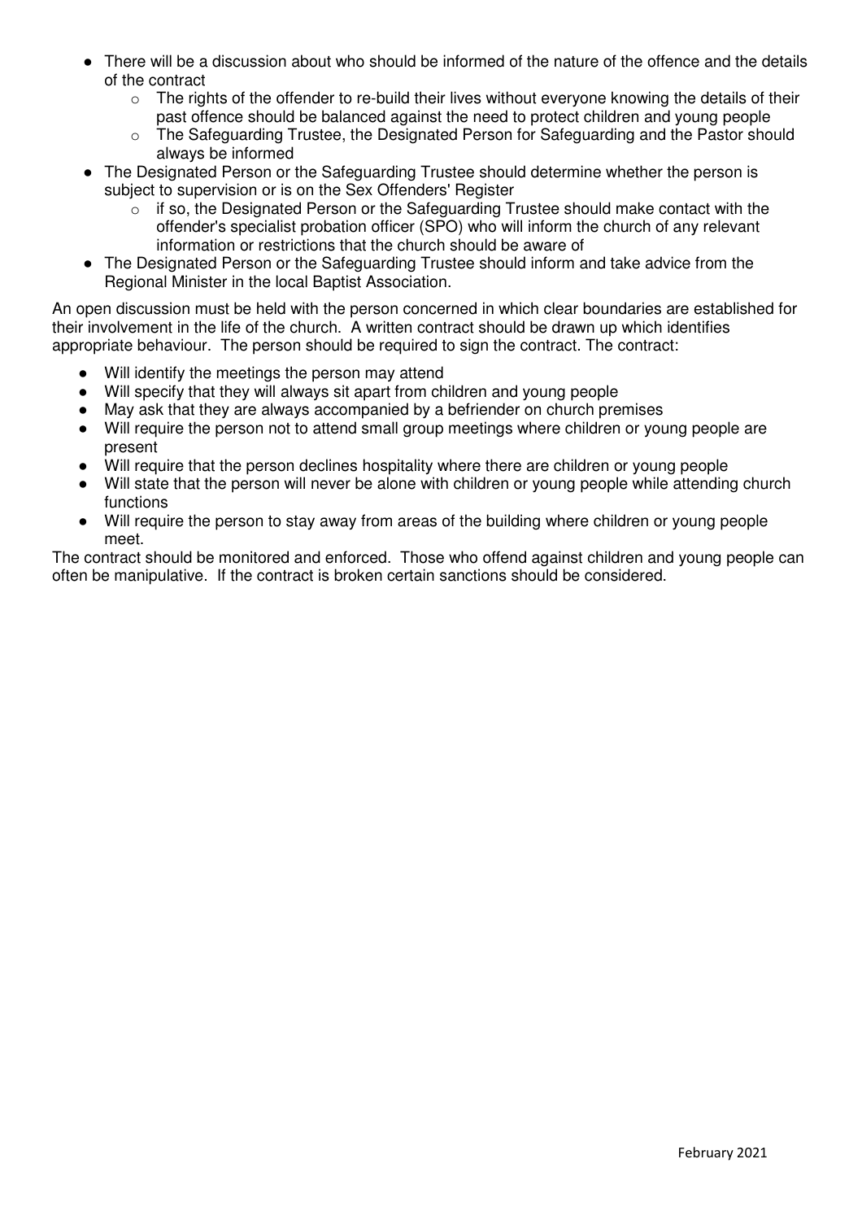- There will be a discussion about who should be informed of the nature of the offence and the details of the contract
  - The rights of the offender to re-build their lives without everyone knowing the details of their past offence should be balanced against the need to protect children and young people
  - The Safeguarding Trustee, the Designated Person for Safeguarding and the Pastor should always be informed
- The Designated Person or the Safeguarding Trustee should determine whether the person is subject to supervision or is on the Sex Offenders' Register
  - if so, the Designated Person or the Safeguarding Trustee should make contact with the offender's specialist probation officer (SPO) who will inform the church of any relevant information or restrictions that the church should be aware of
- The Designated Person or the Safeguarding Trustee should inform and take advice from the Regional Minister in the local Baptist Association.

An open discussion must be held with the person concerned in which clear boundaries are established for their involvement in the life of the church. A written contract should be drawn up which identifies appropriate behaviour. The person should be required to sign the contract. The contract:

- Will identify the meetings the person may attend
- Will specify that they will always sit apart from children and young people
- May ask that they are always accompanied by a befriender on church premises
- Will require the person not to attend small group meetings where children or young people are present
- Will require that the person declines hospitality where there are children or young people
- Will state that the person will never be alone with children or young people while attending church functions
- Will require the person to stay away from areas of the building where children or young people meet.

The contract should be monitored and enforced. Those who offend against children and young people can often be manipulative. If the contract is broken certain sanctions should be considered.

February 2021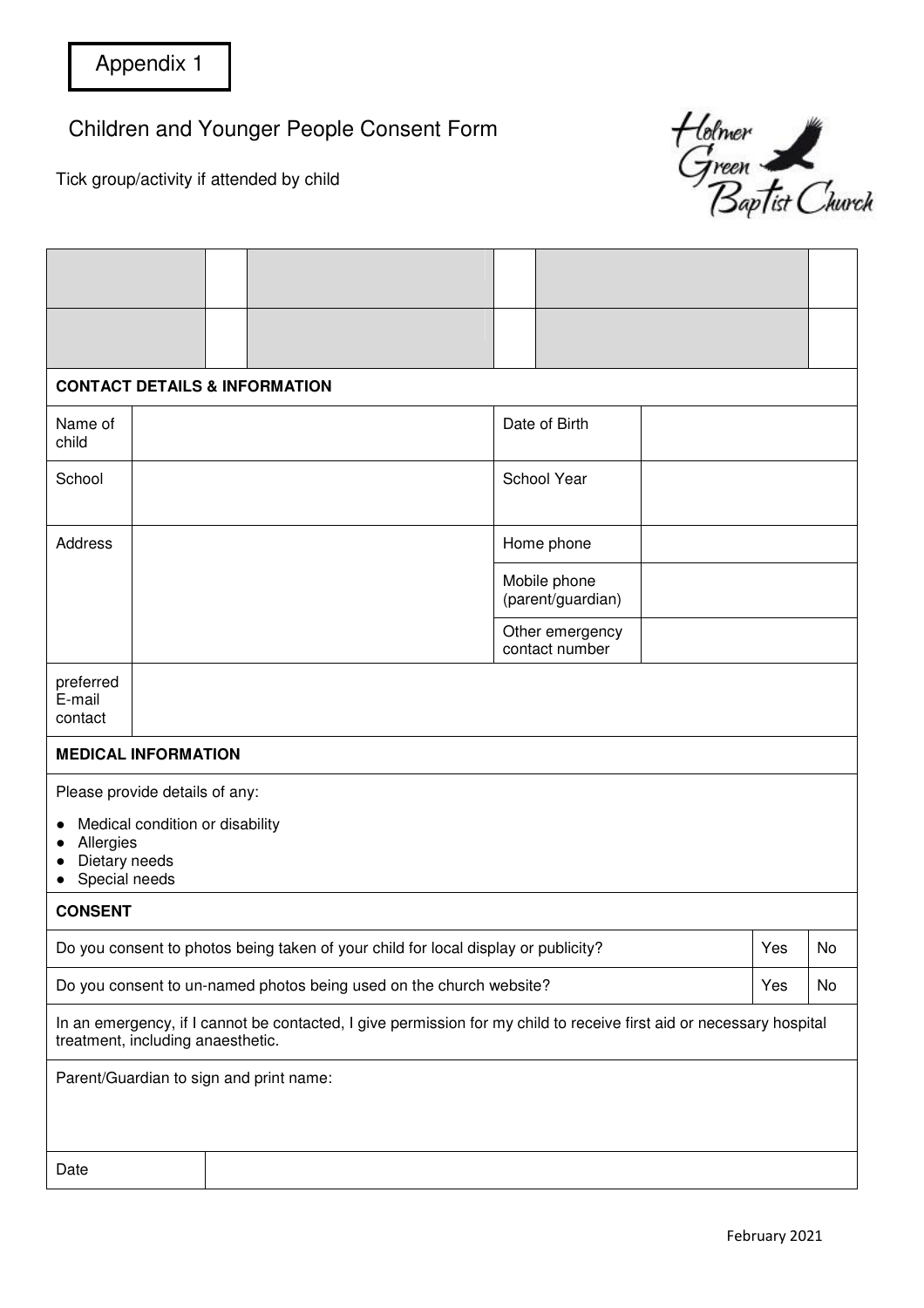Appendix 1

# Children and Younger People Consent Form

Holmer Green Baptist Church

Tick group/activity if attended by child

| | | | | | |
|---|---|---|---|---|---|
| | | | | | |
| | | | | | |

| **CONTACT DETAILS & INFORMATION** | | | |
|---|---|---|---|
| Name of child | | Date of Birth | |
| School | | School Year | |
| Address | | Home phone | |
| | | Mobile phone (parent/guardian) | |
| | | Other emergency contact number | |
| preferred E-mail contact | | | |

**MEDICAL INFORMATION**

Please provide details of any:

- Medical condition or disability
- Allergies
- Dietary needs
- Special needs

**CONSENT**

| | | |
|---|---|---|
| Do you consent to photos being taken of your child for local display or publicity? | Yes | No |
| Do you consent to un-named photos being used on the church website? | Yes | No |

In an emergency, if I cannot be contacted, I give permission for my child to receive first aid or necessary hospital treatment, including anaesthetic.

Parent/Guardian to sign and print name:

| Date | |
|---|---|

February 2021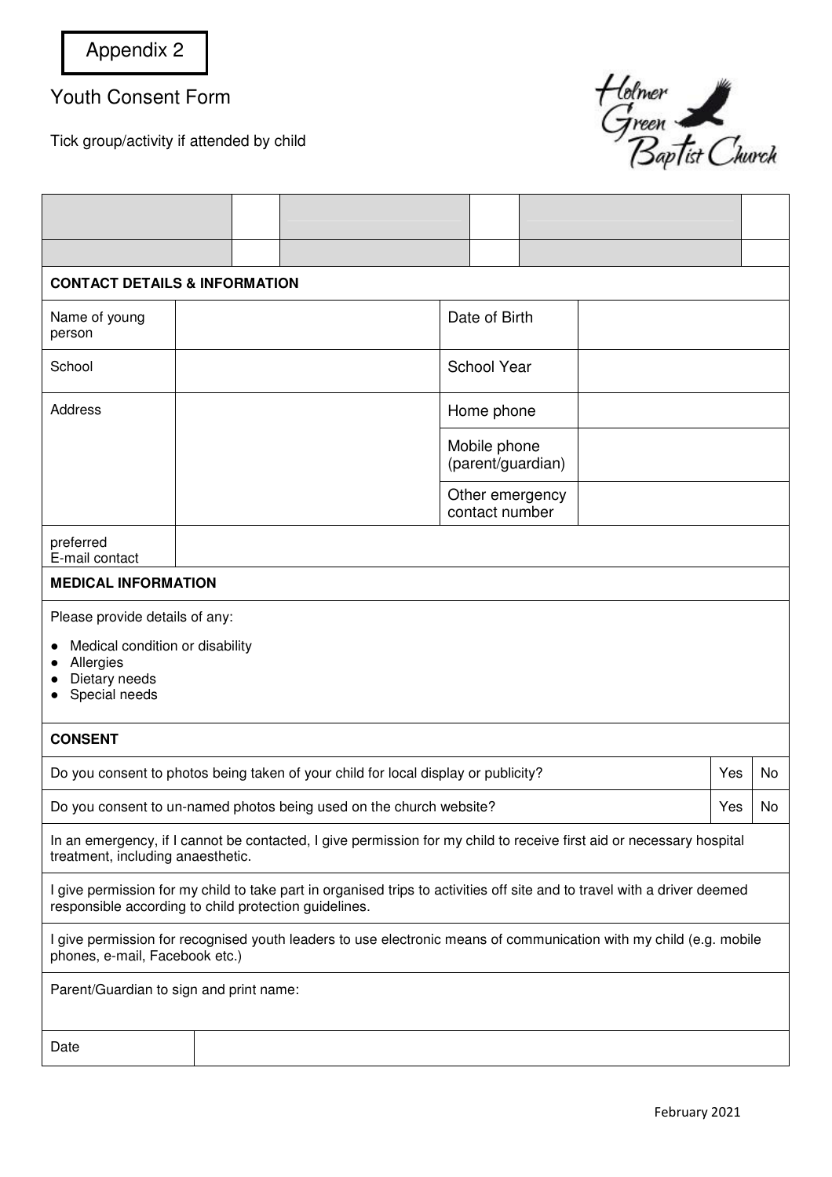Appendix 2

# Youth Consent Form

Tick group/activity if attended by child

Holmer Green Baptist Church

| | | | | | |
|---|---|---|---|---|---|
| | | | | | |
| | | | | | |

**CONTACT DETAILS & INFORMATION**

| | | | |
|---|---|---|---|
| Name of young person | | Date of Birth | |
| School | | School Year | |
| Address | | Home phone | |
| | | Mobile phone (parent/guardian) | |
| | | Other emergency contact number | |
| preferred E-mail contact | | | |

**MEDICAL INFORMATION**

Please provide details of any:

- Medical condition or disability
- Allergies
- Dietary needs
- Special needs

**CONSENT**

| | | |
|---|---|---|
| Do you consent to photos being taken of your child for local display or publicity? | Yes | No |
| Do you consent to un-named photos being used on the church website? | Yes | No |

In an emergency, if I cannot be contacted, I give permission for my child to receive first aid or necessary hospital treatment, including anaesthetic.

I give permission for my child to take part in organised trips to activities off site and to travel with a driver deemed responsible according to child protection guidelines.

I give permission for recognised youth leaders to use electronic means of communication with my child (e.g. mobile phones, e-mail, Facebook etc.)

Parent/Guardian to sign and print name:

| | |
|---|---|
| Date | |

February 2021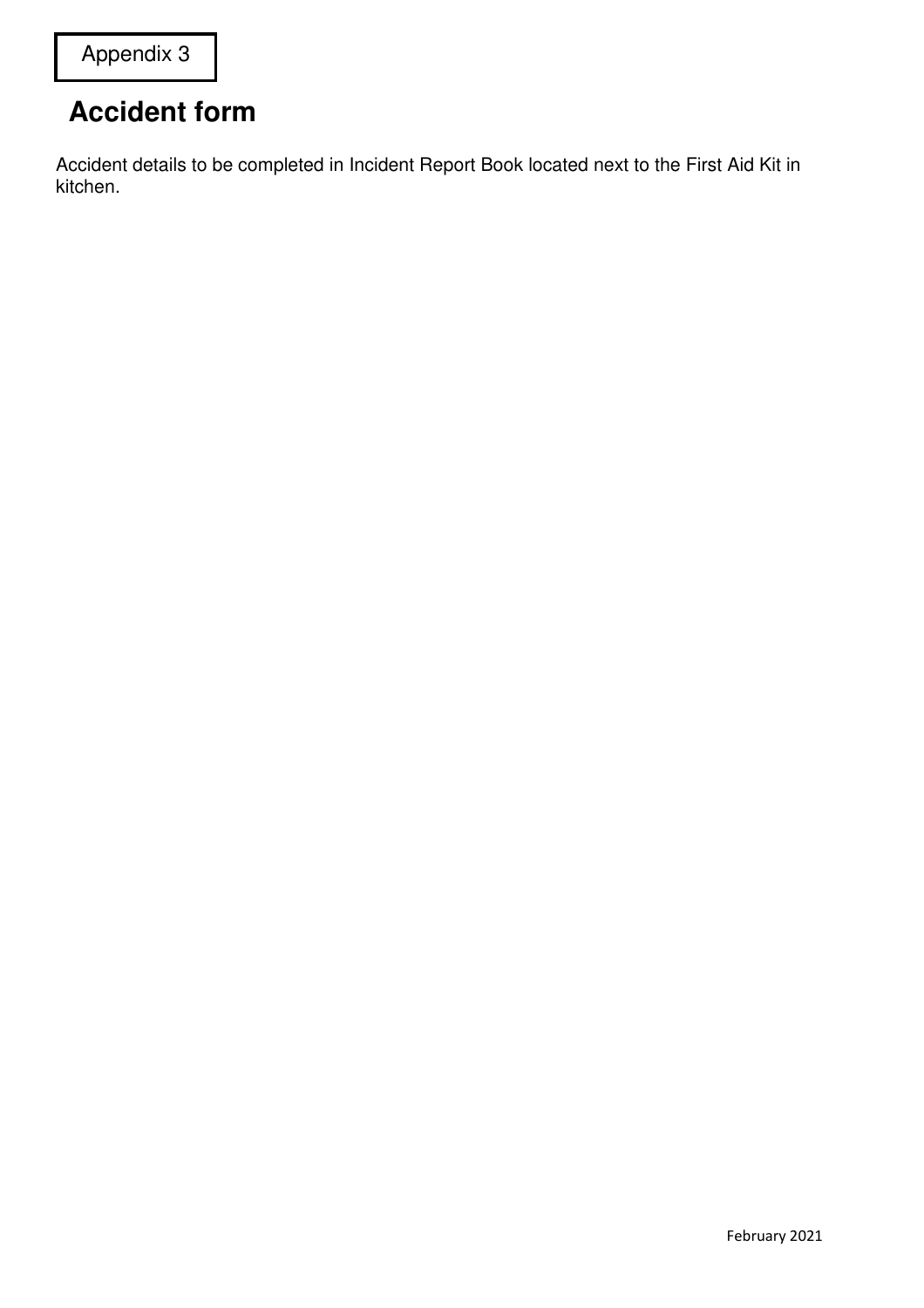Appendix 3

## Accident form

Accident details to be completed in Incident Report Book located next to the First Aid Kit in kitchen.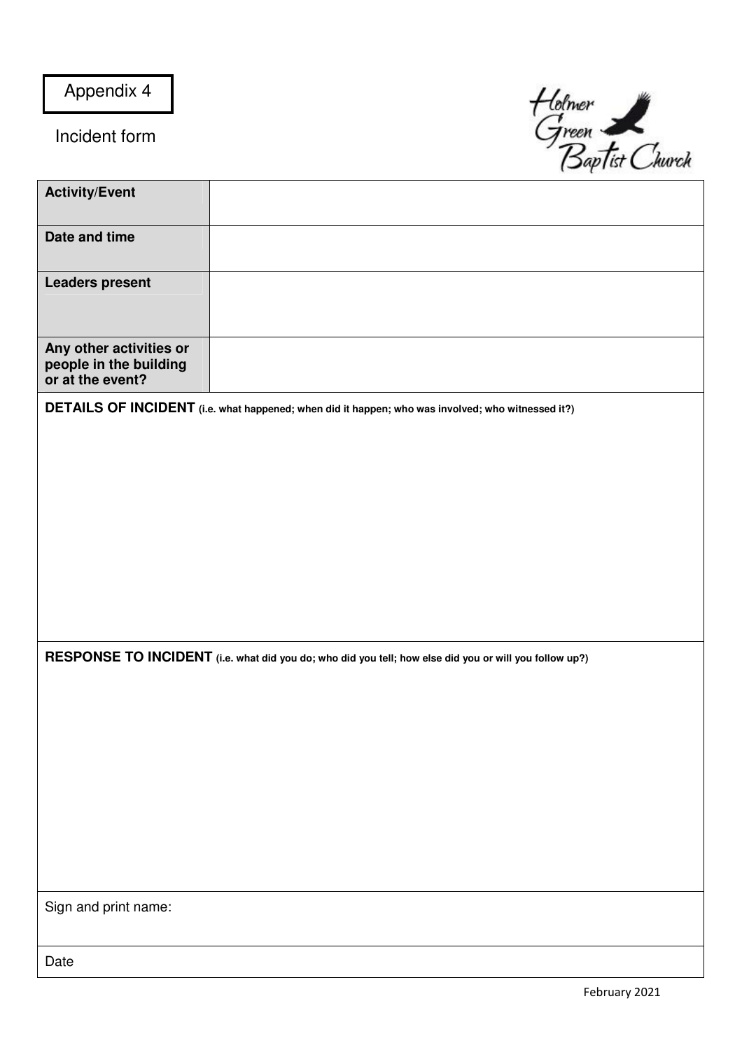Appendix 4

Incident form

Holmer Green Baptist Church

| **Activity/Event** | |
|---|---|
| **Date and time** | |
| **Leaders present** | |
| **Any other activities or people in the building or at the event?** | |

**DETAILS OF INCIDENT** **(i.e. what happened; when did it happen; who was involved; who witnessed it?)**

**RESPONSE TO INCIDENT** **(i.e. what did you do; who did you tell; how else did you or will you follow up?)**

Sign and print name:

Date

February 2021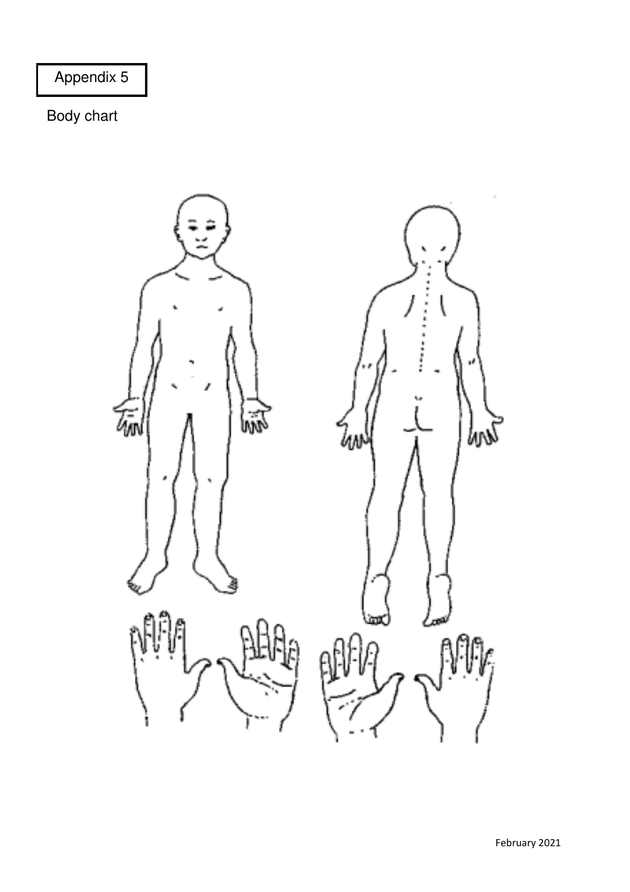Appendix 5

Body chart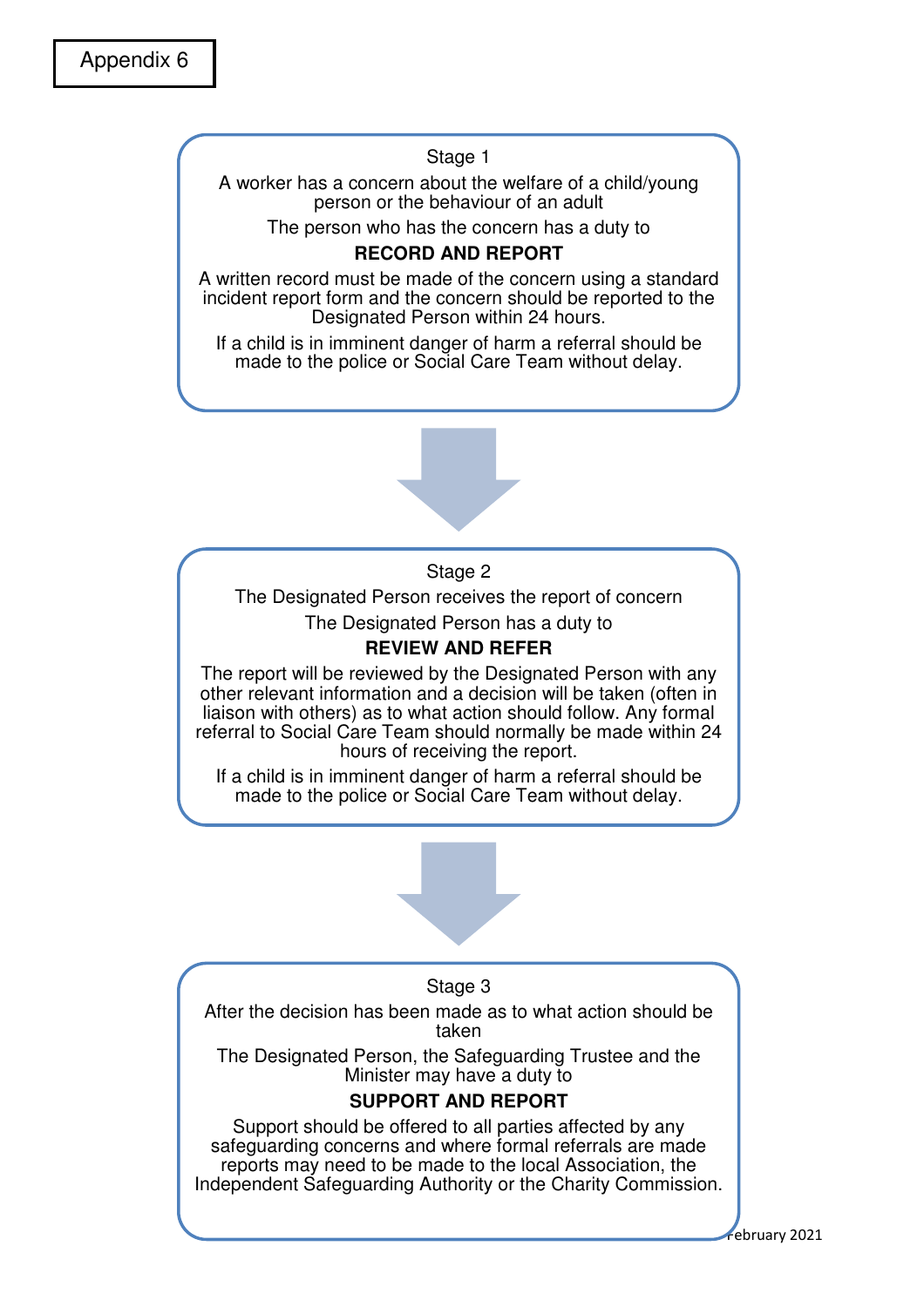Appendix 6

Stage 1

A worker has a concern about the welfare of a child/young person or the behaviour of an adult

The person who has the concern has a duty to

**RECORD AND REPORT**

A written record must be made of the concern using a standard incident report form and the concern should be reported to the Designated Person within 24 hours.

If a child is in imminent danger of harm a referral should be made to the police or Social Care Team without delay.

↓

Stage 2

The Designated Person receives the report of concern

The Designated Person has a duty to

**REVIEW AND REFER**

The report will be reviewed by the Designated Person with any other relevant information and a decision will be taken (often in liaison with others) as to what action should follow. Any formal referral to Social Care Team should normally be made within 24 hours of receiving the report.

If a child is in imminent danger of harm a referral should be made to the police or Social Care Team without delay.

↓

Stage 3

After the decision has been made as to what action should be taken

The Designated Person, the Safeguarding Trustee and the Minister may have a duty to

**SUPPORT AND REPORT**

Support should be offered to all parties affected by any safeguarding concerns and where formal referrals are made reports may need to be made to the local Association, the Independent Safeguarding Authority or the Charity Commission.